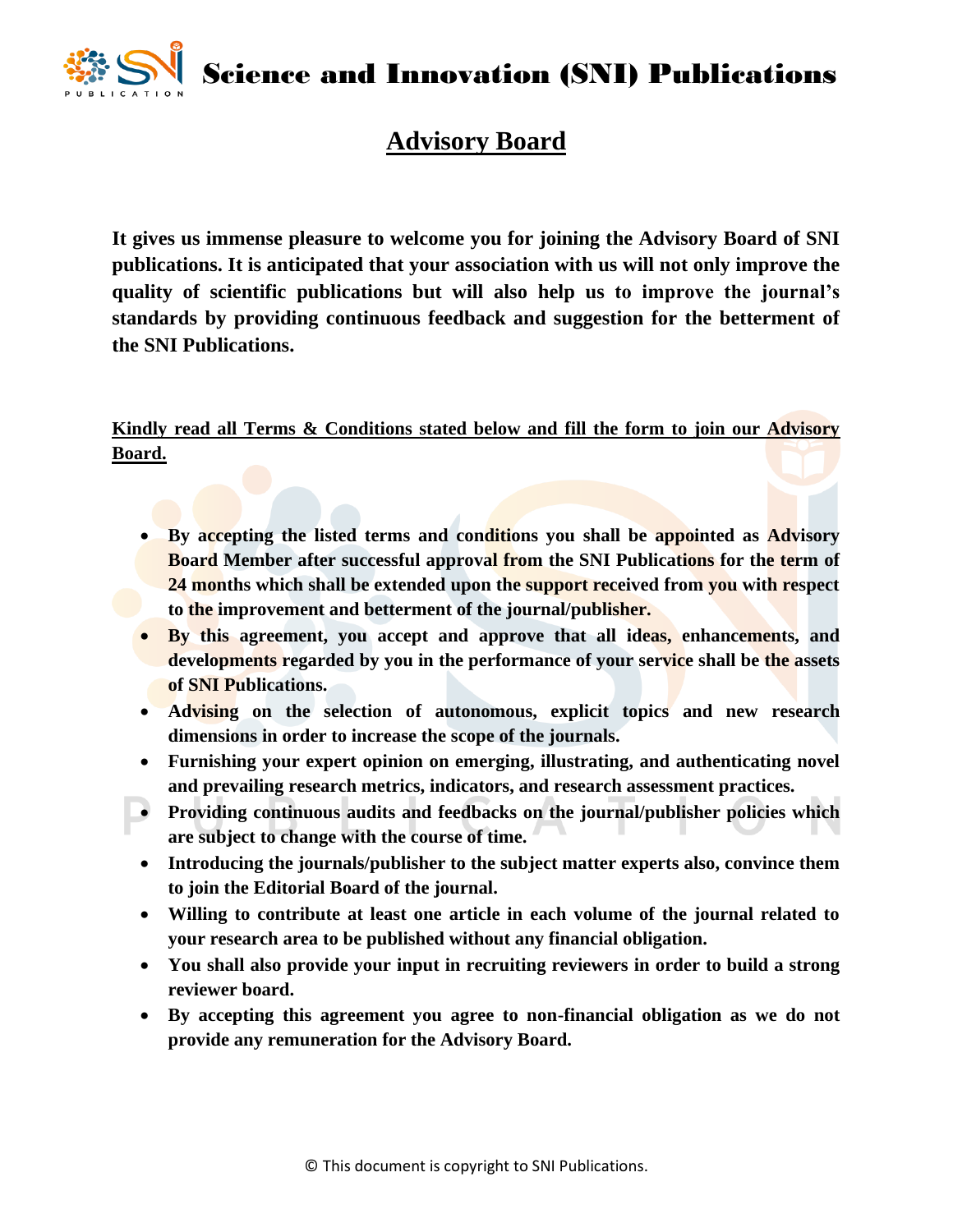# Science and Innovation (SNI) Publications

## Advisory Board

**It gives us immense pleasure to welcome you for joining the Advisory Board of SNI publications. It is anticipated that your association with us will not only improve the quality of scientific publications but will also help us to improve the journal's standards by providing continuous feedback and suggestion for the betterment of the SNI Publications.**

**Kindly read all Terms & Conditions stated below and fill the form to join our Advisory Board.**

- **By accepting the listed terms and conditions you shall be appointed as Advisory Board Member after successful approval from the SNI Publications for the term of 24 months which shall be extended upon the support received from you with respect to the improvement and betterment of the journal/publisher.**
- **By this agreement, you accept and approve that all ideas, enhancements, and developments regarded by you in the performance of your service shall be the assets of SNI Publications.**
- **Advising on the selection of autonomous, explicit topics and new research dimensions in order to increase the scope of the journals.**
- **Furnishing your expert opinion on emerging, illustrating, and authenticating novel and prevailing research metrics, indicators, and research assessment practices.**
- **Providing continuous audits and feedbacks on the journal/publisher policies which are subject to change with the course of time.**
- **Introducing the journals/publisher to the subject matter experts also, convince them to join the Editorial Board of the journal.**
- **Willing to contribute at least one article in each volume of the journal related to your research area to be published without any financial obligation.**
- **You shall also provide your input in recruiting reviewers in order to build a strong reviewer board.**
- **By accepting this agreement you agree to non-financial obligation as we do not provide any remuneration for the Advisory Board.**

© This document is copyright to SNI Publications.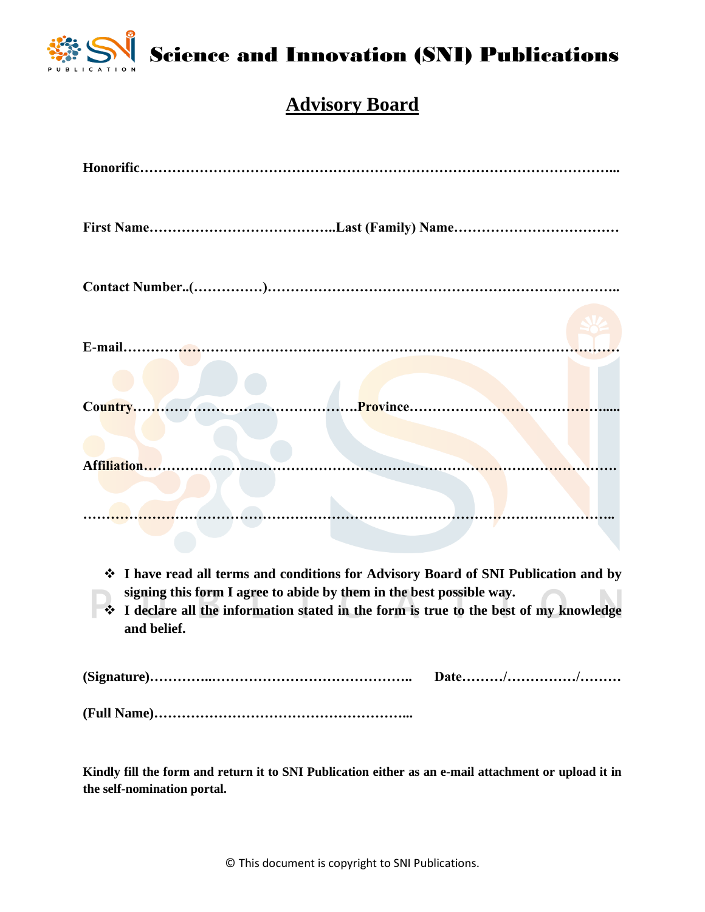# Science and Innovation (SNI) Publications

## Advisory Board

**Honorific……………………………………………………………………………………………...**

**First Name…………………………………..Last (Family) Name………………………………**

**Contact Number..(……………)………………………………………………………………….**

**E-mail…………………………………………………………………………………………….**

**Country…………………………………………Province……………………………………......**

**Affiliation…………………………………………………………………………………………**

**……………………………………………………………………………………………………..**

- **I have read all terms and conditions for Advisory Board of SNI Publication and by signing this form I agree to abide by them in the best possible way.**
- **I declare all the information stated in the form is true to the best of my knowledge and belief.**

**(Signature)…………..……………………………………..  Date………/……………/………**

**(Full Name)………………………………………………...**

**Kindly fill the form and return it to SNI Publication either as an e-mail attachment or upload it in the self-nomination portal.**

© This document is copyright to SNI Publications.